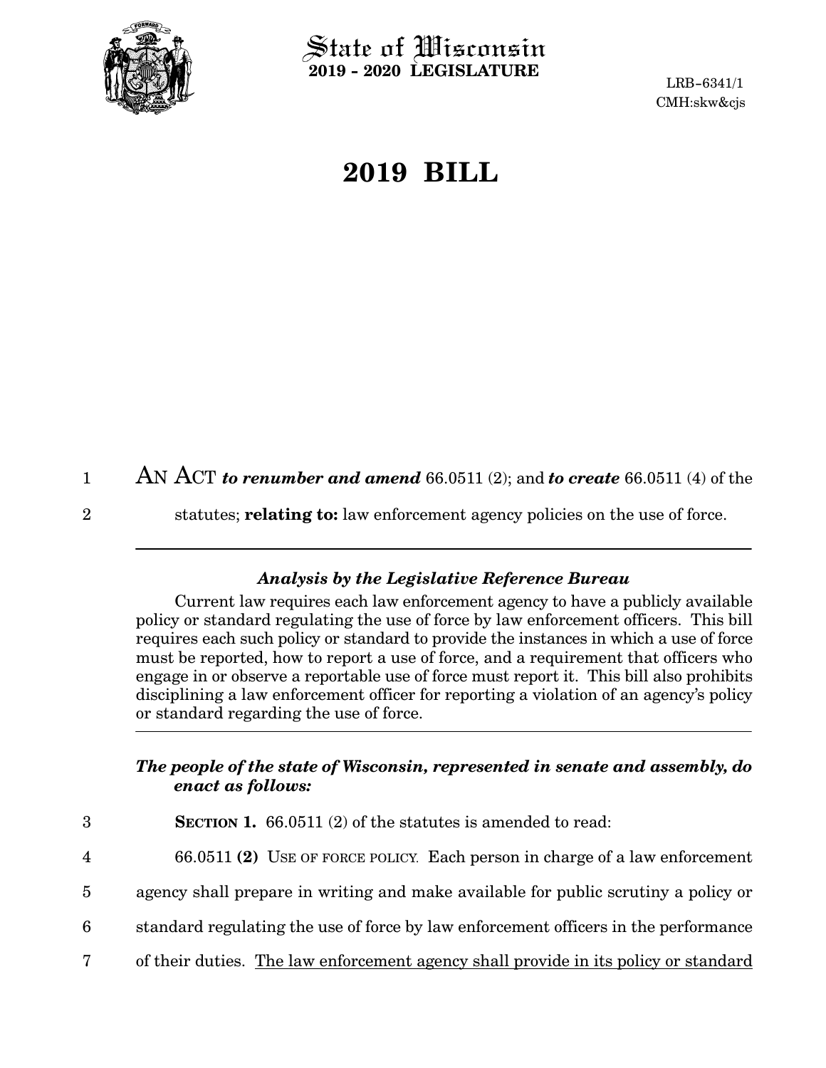# State of Wisconsin
**2019 - 2020 LEGISLATURE**

LRB-6341/1
CMH:skw&cjs

# 2019 BILL

AN ACT ***to renumber and amend*** 66.0511 (2); and ***to create*** 66.0511 (4) of the statutes; **relating to:** law enforcement agency policies on the use of force.

---

### *Analysis by the Legislative Reference Bureau*

Current law requires each law enforcement agency to have a publicly available policy or standard regulating the use of force by law enforcement officers. This bill requires each such policy or standard to provide the instances in which a use of force must be reported, how to report a use of force, and a requirement that officers who engage in or observe a reportable use of force must report it. This bill also prohibits disciplining a law enforcement officer for reporting a violation of an agency's policy or standard regarding the use of force.

---

***The people of the state of Wisconsin, represented in senate and assembly, do enact as follows:***

**SECTION 1.** 66.0511 (2) of the statutes is amended to read:

66.0511 **(2)** USE OF FORCE POLICY. Each person in charge of a law enforcement agency shall prepare in writing and make available for public scrutiny a policy or standard regulating the use of force by law enforcement officers in the performance of their duties. <u>The law enforcement agency shall provide in its policy or standard</u>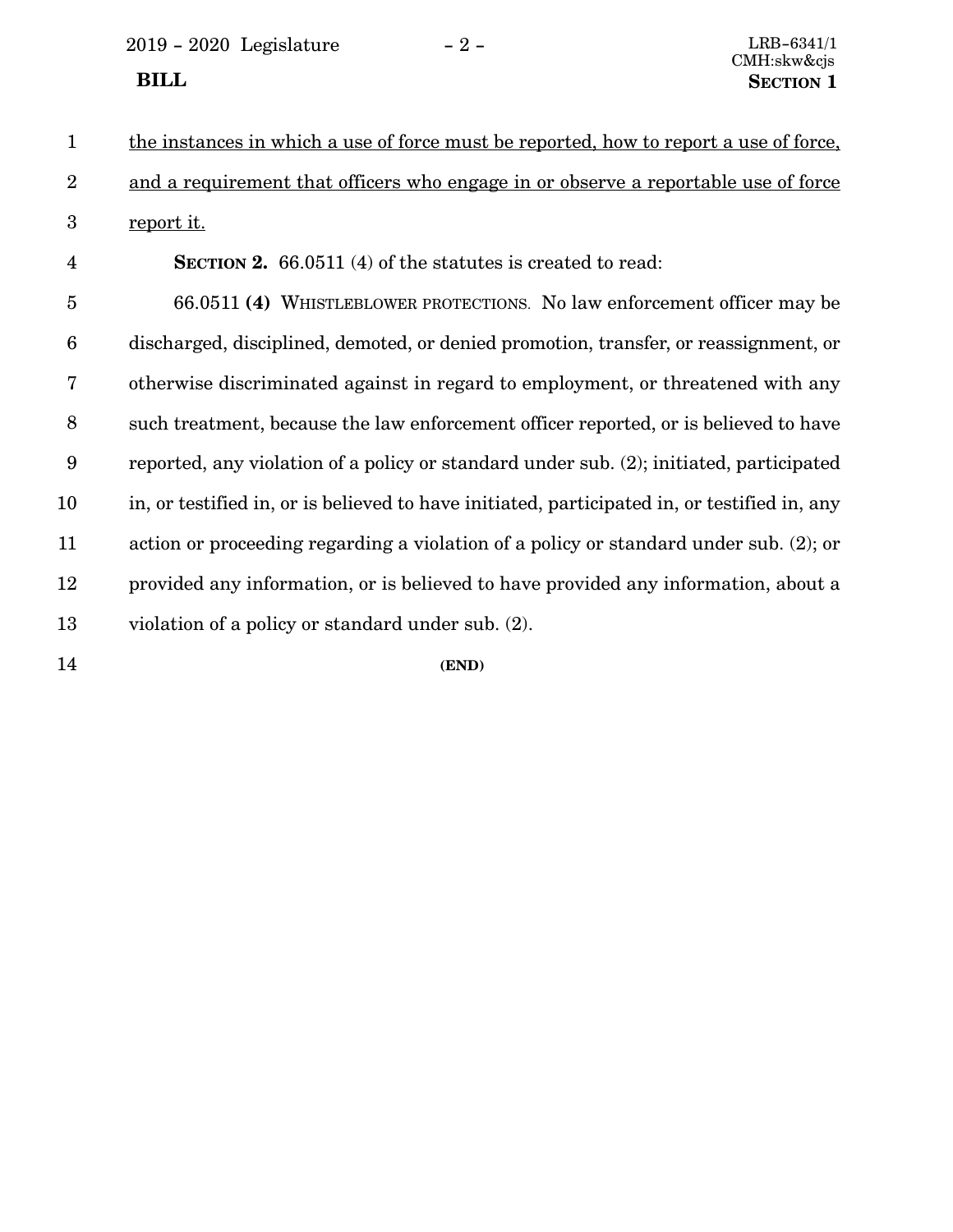the instances in which a use of force must be reported, how to report a use of force, and a requirement that officers who engage in or observe a reportable use of force report it.

**SECTION 2.** 66.0511 (4) of the statutes is created to read:

66.0511 **(4)** WHISTLEBLOWER PROTECTIONS. No law enforcement officer may be discharged, disciplined, demoted, or denied promotion, transfer, or reassignment, or otherwise discriminated against in regard to employment, or threatened with any such treatment, because the law enforcement officer reported, or is believed to have reported, any violation of a policy or standard under sub. (2); initiated, participated in, or testified in, or is believed to have initiated, participated in, or testified in, any action or proceeding regarding a violation of a policy or standard under sub. (2); or provided any information, or is believed to have provided any information, about a violation of a policy or standard under sub. (2).

**(END)**